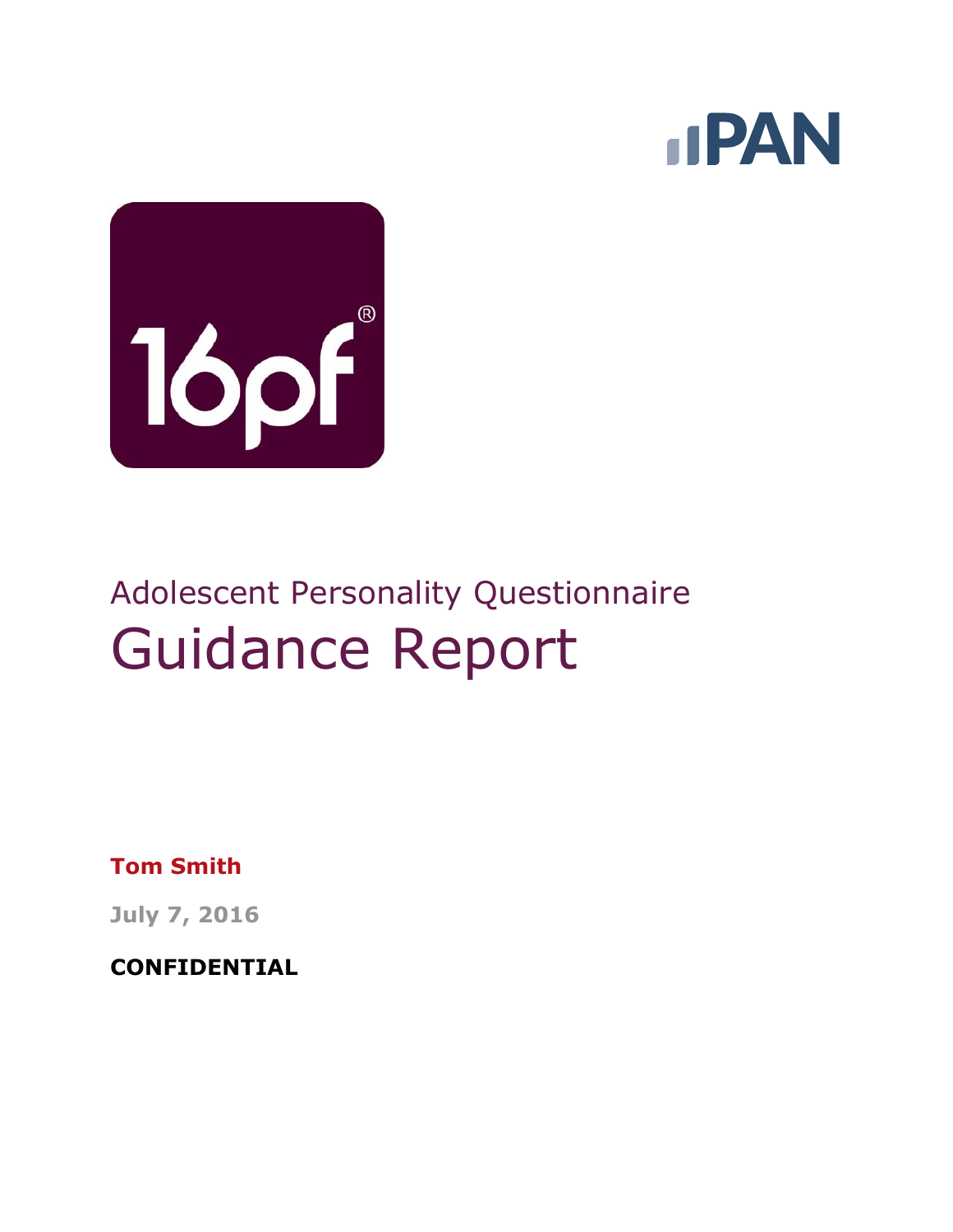PAN

16pf®

Adolescent Personality Questionnaire

# Guidance Report

**Tom Smith**

**July 7, 2016**

**CONFIDENTIAL**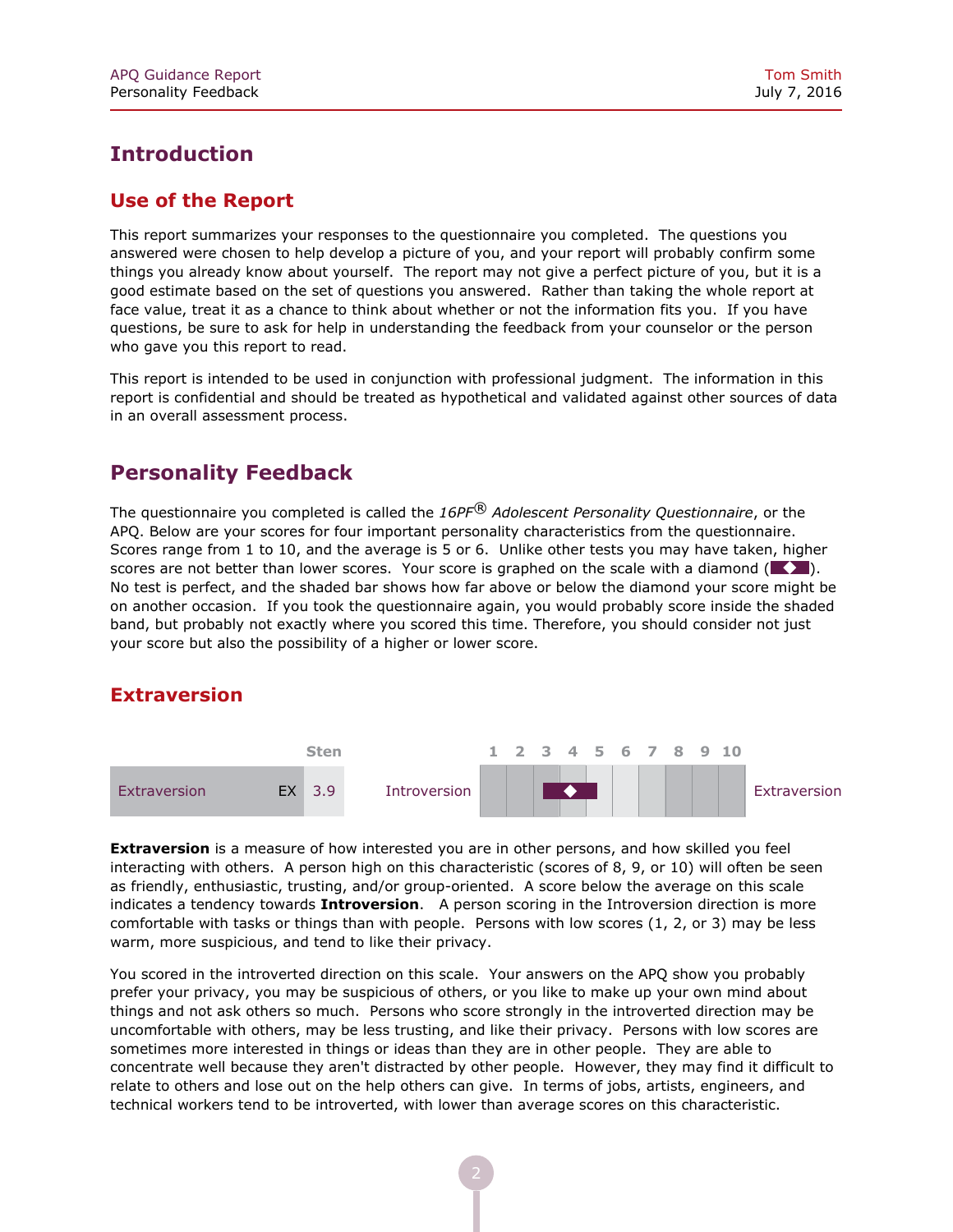# Introduction

## Use of the Report

This report summarizes your responses to the questionnaire you completed. The questions you answered were chosen to help develop a picture of you, and your report will probably confirm some things you already know about yourself. The report may not give a perfect picture of you, but it is a good estimate based on the set of questions you answered. Rather than taking the whole report at face value, treat it as a chance to think about whether or not the information fits you. If you have questions, be sure to ask for help in understanding the feedback from your counselor or the person who gave you this report to read.

This report is intended to be used in conjunction with professional judgment. The information in this report is confidential and should be treated as hypothetical and validated against other sources of data in an overall assessment process.

# Personality Feedback

The questionnaire you completed is called the *16PF® Adolescent Personality Questionnaire*, or the APQ. Below are your scores for four important personality characteristics from the questionnaire. Scores range from 1 to 10, and the average is 5 or 6. Unlike other tests you may have taken, higher scores are not better than lower scores. Your score is graphed on the scale with a diamond (◆). No test is perfect, and the shaded bar shows how far above or below the diamond your score might be on another occasion. If you took the questionnaire again, you would probably score inside the shaded band, but probably not exactly where you scored this time. Therefore, you should consider not just your score but also the possibility of a higher or lower score.

## Extraversion

Sten
1 2 3 4 5 6 7 8 9 10
Extraversion EX 3.9
Introversion
Extraversion

**Extraversion** is a measure of how interested you are in other persons, and how skilled you feel interacting with others. A person high on this characteristic (scores of 8, 9, or 10) will often be seen as friendly, enthusiastic, trusting, and/or group-oriented. A score below the average on this scale indicates a tendency towards **Introversion**. A person scoring in the Introversion direction is more comfortable with tasks or things than with people. Persons with low scores (1, 2, or 3) may be less warm, more suspicious, and tend to like their privacy.

You scored in the introverted direction on this scale. Your answers on the APQ show you probably prefer your privacy, you may be suspicious of others, or you like to make up your own mind about things and not ask others so much. Persons who score strongly in the introverted direction may be uncomfortable with others, may be less trusting, and like their privacy. Persons with low scores are sometimes more interested in things or ideas than they are in other people. They are able to concentrate well because they aren't distracted by other people. However, they may find it difficult to relate to others and lose out on the help others can give. In terms of jobs, artists, engineers, and technical workers tend to be introverted, with lower than average scores on this characteristic.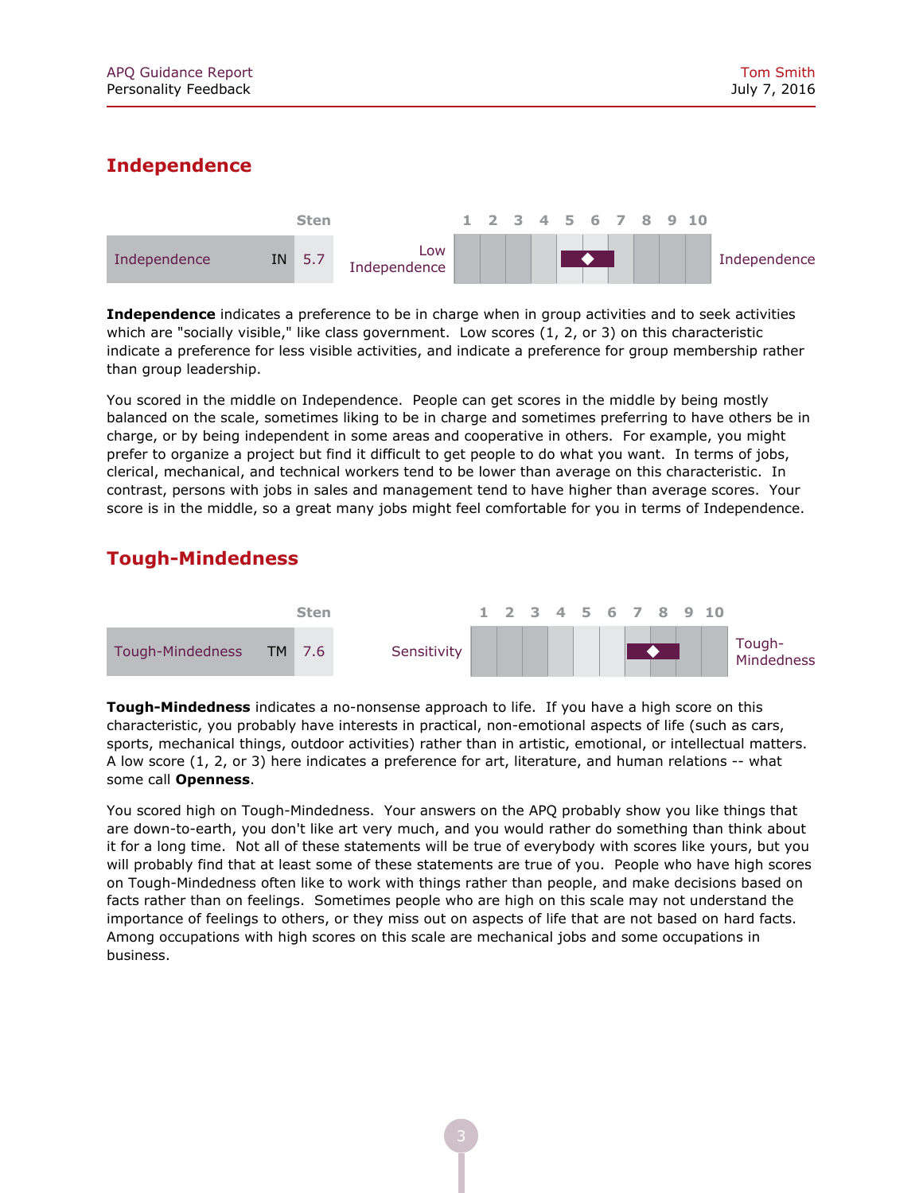## Independence

Sten 1 2 3 4 5 6 7 8 9 10

Independence IN 5.7 Low Independence Independence

**Independence** indicates a preference to be in charge when in group activities and to seek activities which are "socially visible," like class government. Low scores (1, 2, or 3) on this characteristic indicate a preference for less visible activities, and indicate a preference for group membership rather than group leadership.

You scored in the middle on Independence. People can get scores in the middle by being mostly balanced on the scale, sometimes liking to be in charge and sometimes preferring to have others be in charge, or by being independent in some areas and cooperative in others. For example, you might prefer to organize a project but find it difficult to get people to do what you want. In terms of jobs, clerical, mechanical, and technical workers tend to be lower than average on this characteristic. In contrast, persons with jobs in sales and management tend to have higher than average scores. Your score is in the middle, so a great many jobs might feel comfortable for you in terms of Independence.

## Tough-Mindedness

Sten 1 2 3 4 5 6 7 8 9 10

Tough-Mindedness TM 7.6 Sensitivity Tough-Mindedness

**Tough-Mindedness** indicates a no-nonsense approach to life. If you have a high score on this characteristic, you probably have interests in practical, non-emotional aspects of life (such as cars, sports, mechanical things, outdoor activities) rather than in artistic, emotional, or intellectual matters. A low score (1, 2, or 3) here indicates a preference for art, literature, and human relations -- what some call **Openness**.

You scored high on Tough-Mindedness. Your answers on the APQ probably show you like things that are down-to-earth, you don't like art very much, and you would rather do something than think about it for a long time. Not all of these statements will be true of everybody with scores like yours, but you will probably find that at least some of these statements are true of you. People who have high scores on Tough-Mindedness often like to work with things rather than people, and make decisions based on facts rather than on feelings. Sometimes people who are high on this scale may not understand the importance of feelings to others, or they miss out on aspects of life that are not based on hard facts. Among occupations with high scores on this scale are mechanical jobs and some occupations in business.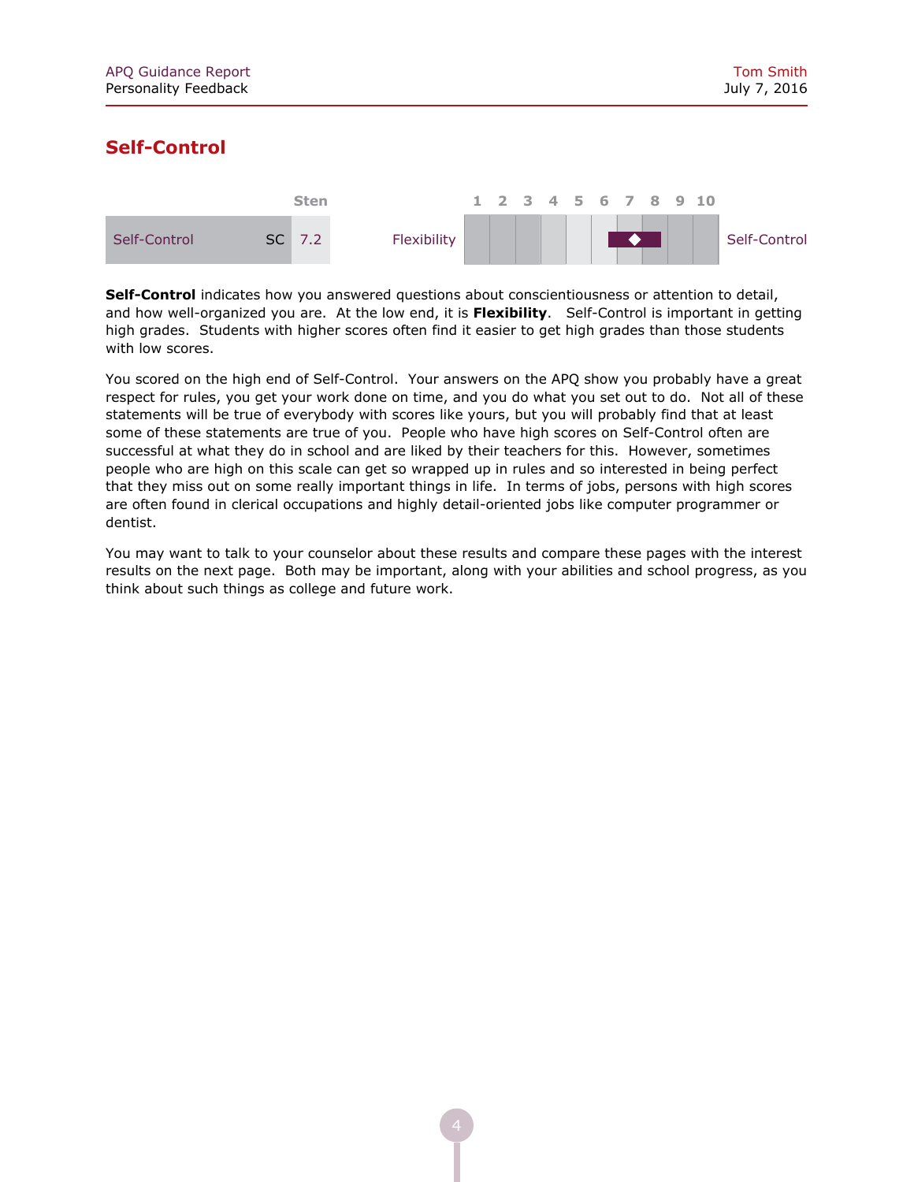## Self-Control

Sten

1 2 3 4 5 6 7 8 9 10

Self-Control SC 7.2

Flexibility — Self-Control

**Self-Control** indicates how you answered questions about conscientiousness or attention to detail, and how well-organized you are. At the low end, it is **Flexibility**. Self-Control is important in getting high grades. Students with higher scores often find it easier to get high grades than those students with low scores.

You scored on the high end of Self-Control. Your answers on the APQ show you probably have a great respect for rules, you get your work done on time, and you do what you set out to do. Not all of these statements will be true of everybody with scores like yours, but you will probably find that at least some of these statements are true of you. People who have high scores on Self-Control often are successful at what they do in school and are liked by their teachers for this. However, sometimes people who are high on this scale can get so wrapped up in rules and so interested in being perfect that they miss out on some really important things in life. In terms of jobs, persons with high scores are often found in clerical occupations and highly detail-oriented jobs like computer programmer or dentist.

You may want to talk to your counselor about these results and compare these pages with the interest results on the next page. Both may be important, along with your abilities and school progress, as you think about such things as college and future work.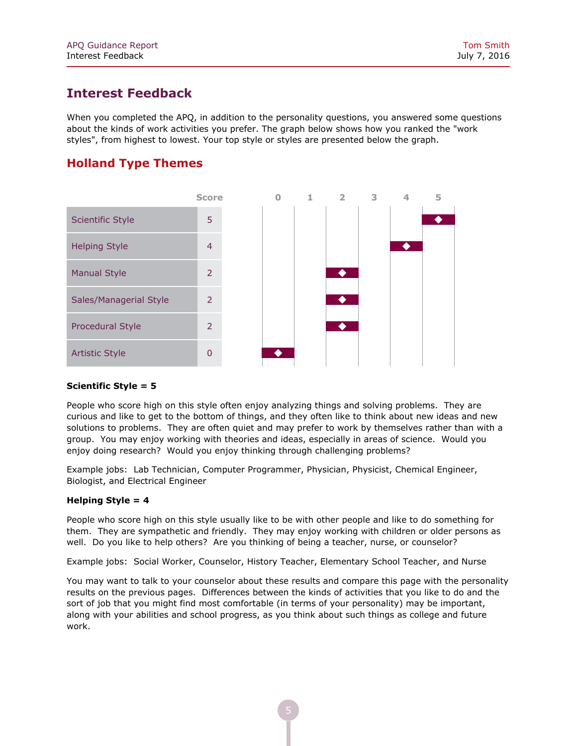# Interest Feedback

When you completed the APQ, in addition to the personality questions, you answered some questions about the kinds of work activities you prefer. The graph below shows how you ranked the "work styles", from highest to lowest. Your top style or styles are presented below the graph.

## Holland Type Themes

| | Score |
|---|---|
| Scientific Style | 5 |
| Helping Style | 4 |
| Manual Style | 2 |
| Sales/Managerial Style | 2 |
| Procedural Style | 2 |
| Artistic Style | 0 |

0 1 2 3 4 5

**Scientific Style = 5**

People who score high on this style often enjoy analyzing things and solving problems. They are curious and like to get to the bottom of things, and they often like to think about new ideas and new solutions to problems. They are often quiet and may prefer to work by themselves rather than with a group. You may enjoy working with theories and ideas, especially in areas of science. Would you enjoy doing research? Would you enjoy thinking through challenging problems?

Example jobs: Lab Technician, Computer Programmer, Physician, Physicist, Chemical Engineer, Biologist, and Electrical Engineer

**Helping Style = 4**

People who score high on this style usually like to be with other people and like to do something for them. They are sympathetic and friendly. They may enjoy working with children or older persons as well. Do you like to help others? Are you thinking of being a teacher, nurse, or counselor?

Example jobs: Social Worker, Counselor, History Teacher, Elementary School Teacher, and Nurse

You may want to talk to your counselor about these results and compare this page with the personality results on the previous pages. Differences between the kinds of activities that you like to do and the sort of job that you might find most comfortable (in terms of your personality) may be important, along with your abilities and school progress, as you think about such things as college and future work.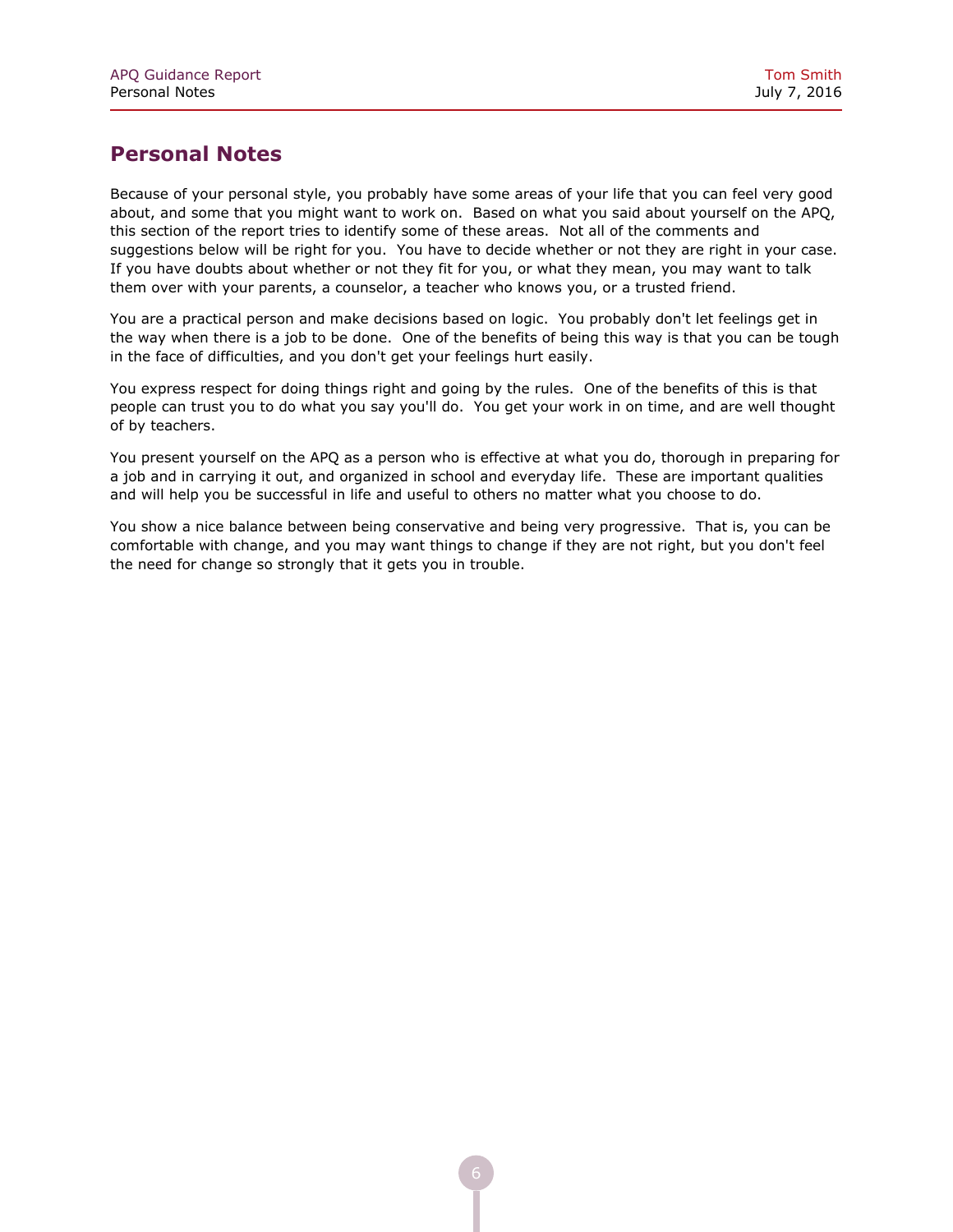## Personal Notes

Because of your personal style, you probably have some areas of your life that you can feel very good about, and some that you might want to work on. Based on what you said about yourself on the APQ, this section of the report tries to identify some of these areas. Not all of the comments and suggestions below will be right for you. You have to decide whether or not they are right in your case. If you have doubts about whether or not they fit for you, or what they mean, you may want to talk them over with your parents, a counselor, a teacher who knows you, or a trusted friend.

You are a practical person and make decisions based on logic. You probably don't let feelings get in the way when there is a job to be done. One of the benefits of being this way is that you can be tough in the face of difficulties, and you don't get your feelings hurt easily.

You express respect for doing things right and going by the rules. One of the benefits of this is that people can trust you to do what you say you'll do. You get your work in on time, and are well thought of by teachers.

You present yourself on the APQ as a person who is effective at what you do, thorough in preparing for a job and in carrying it out, and organized in school and everyday life. These are important qualities and will help you be successful in life and useful to others no matter what you choose to do.

You show a nice balance between being conservative and being very progressive. That is, you can be comfortable with change, and you may want things to change if they are not right, but you don't feel the need for change so strongly that it gets you in trouble.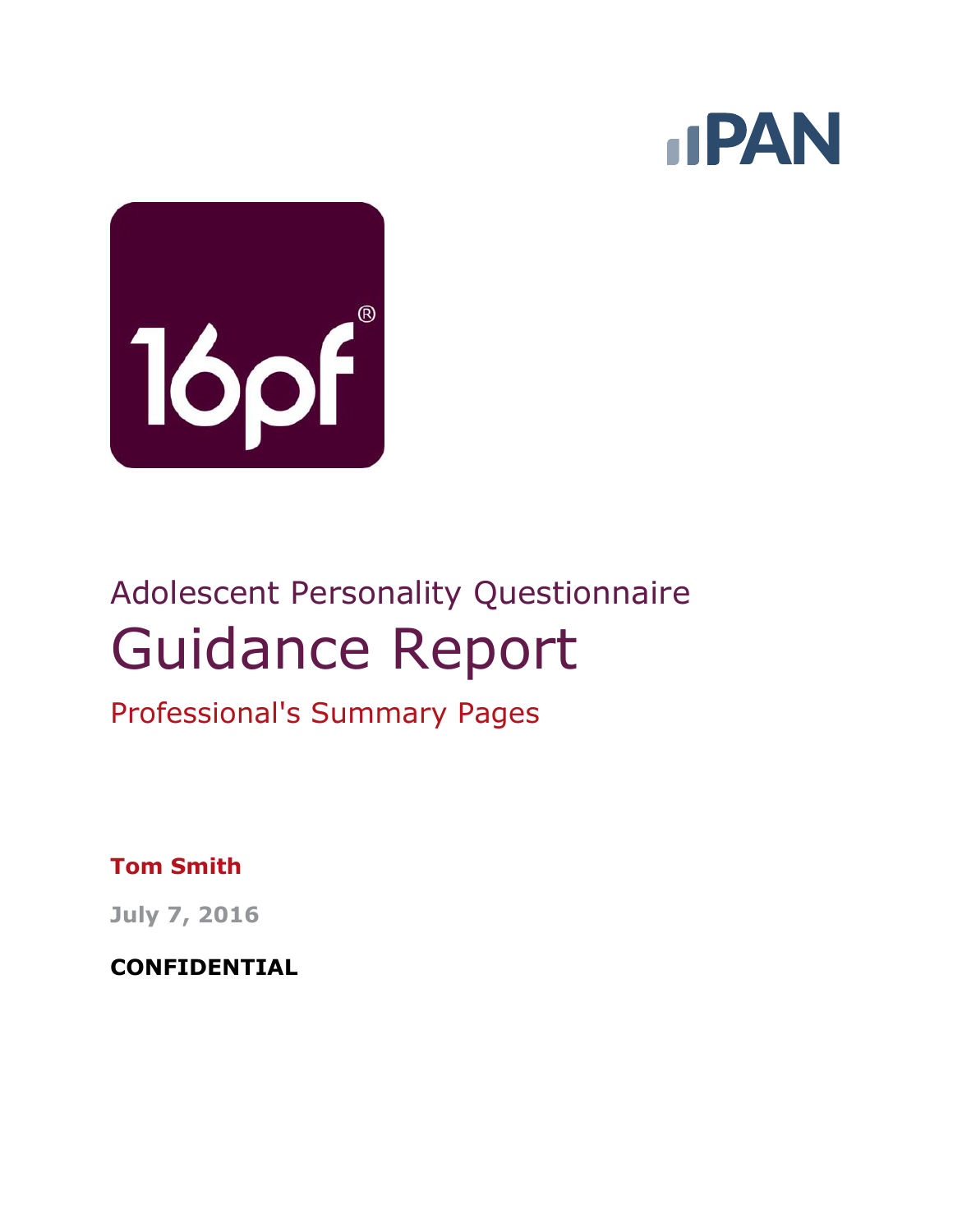# Adolescent Personality Questionnaire

# Guidance Report

Professional's Summary Pages

**Tom Smith**

**July 7, 2016**

**CONFIDENTIAL**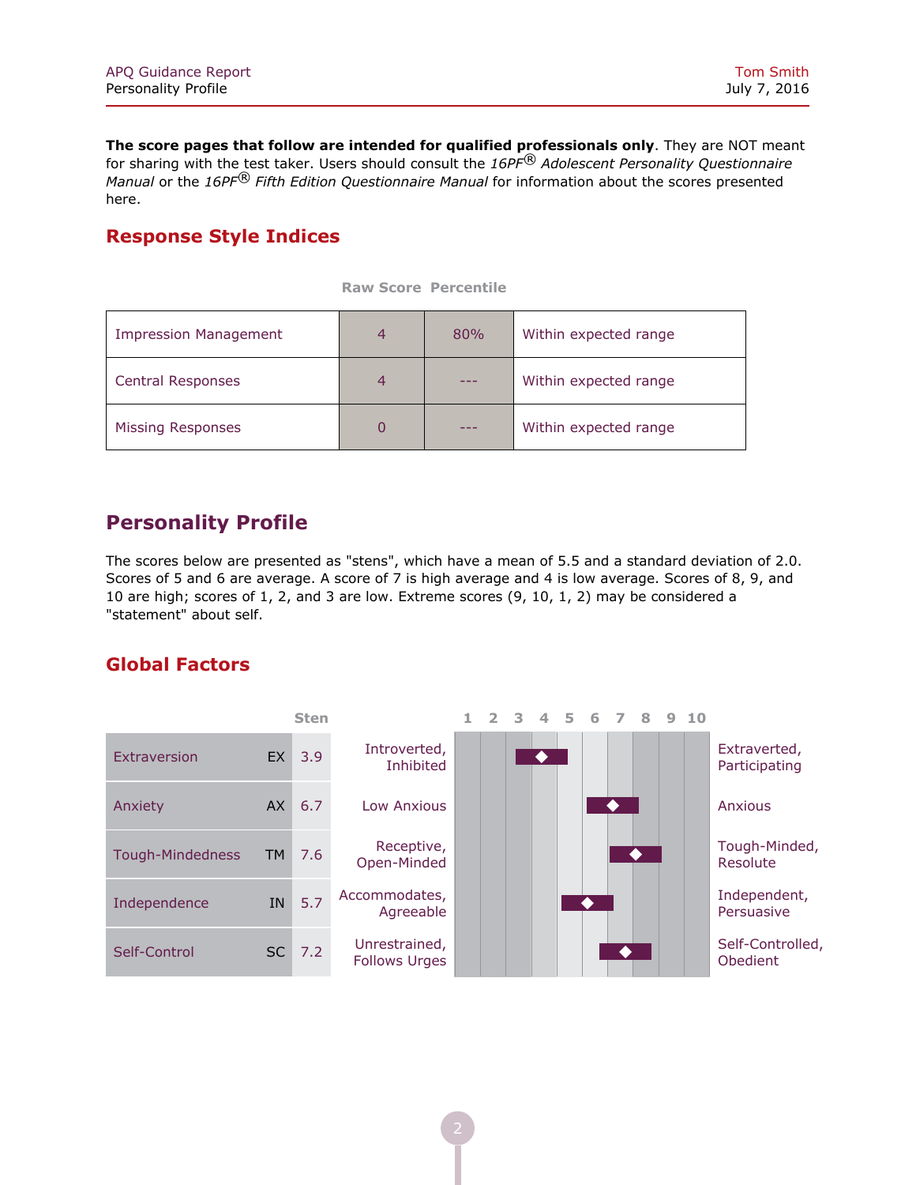**The score pages that follow are intended for qualified professionals only**. They are NOT meant for sharing with the test taker. Users should consult the *16PF® Adolescent Personality Questionnaire Manual* or the *16PF® Fifth Edition Questionnaire Manual* for information about the scores presented here.

## Response Style Indices

| | Raw Score | Percentile | |
|---|---|---|---|
| Impression Management | 4 | 80% | Within expected range |
| Central Responses | 4 | --- | Within expected range |
| Missing Responses | 0 | --- | Within expected range |

# Personality Profile

The scores below are presented as "stens", which have a mean of 5.5 and a standard deviation of 2.0. Scores of 5 and 6 are average. A score of 7 is high average and 4 is low average. Scores of 8, 9, and 10 are high; scores of 1, 2, and 3 are low. Extreme scores (9, 10, 1, 2) may be considered a "statement" about self.

## Global Factors

| | | Sten | | |
|---|---|---|---|---|
| Extraversion | EX | 3.9 | Introverted, Inhibited | Extraverted, Participating |
| Anxiety | AX | 6.7 | Low Anxious | Anxious |
| Tough-Mindedness | TM | 7.6 | Receptive, Open-Minded | Tough-Minded, Resolute |
| Independence | IN | 5.7 | Accommodates, Agreeable | Independent, Persuasive |
| Self-Control | SC | 7.2 | Unrestrained, Follows Urges | Self-Controlled, Obedient |

1 2 3 4 5 6 7 8 9 10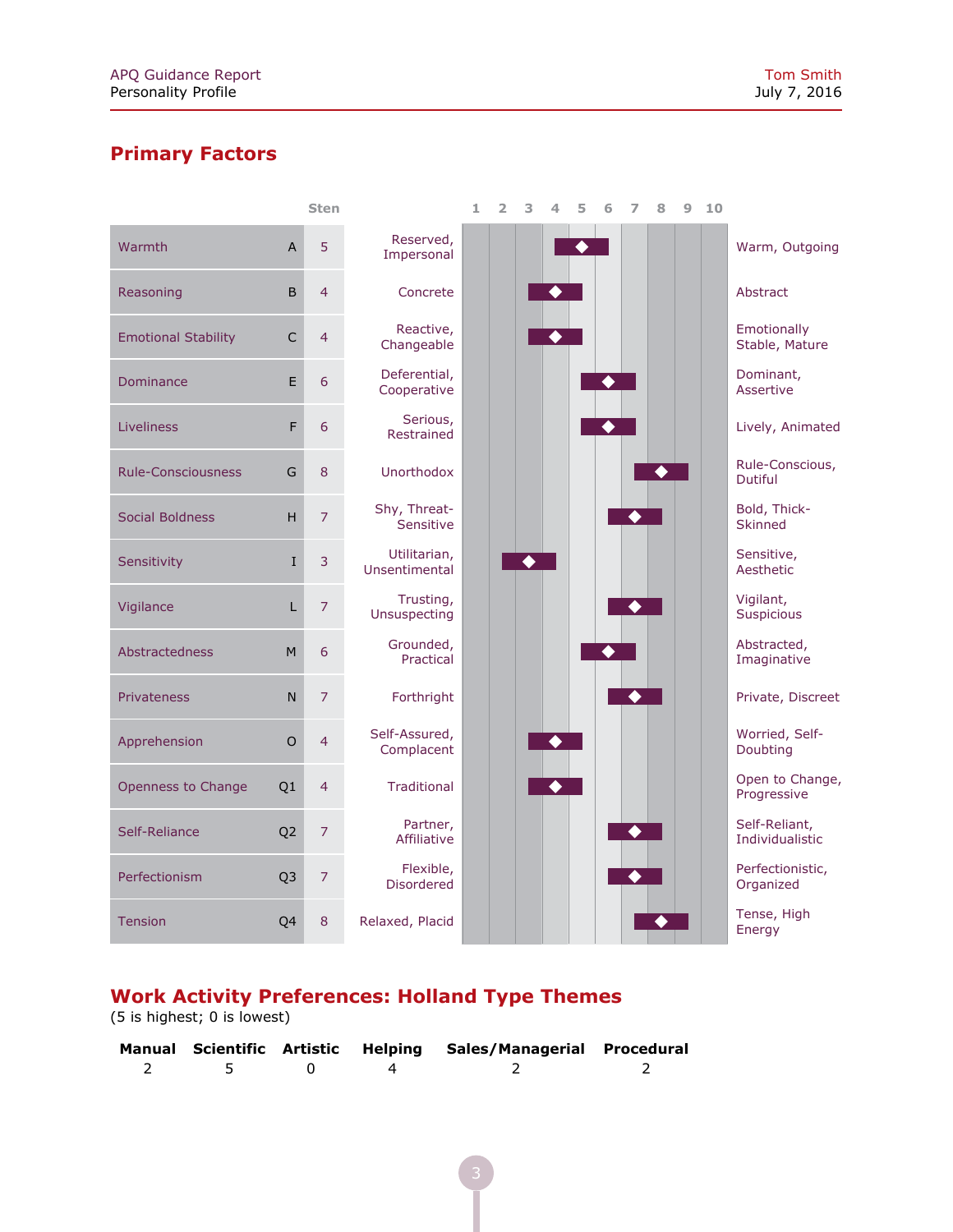## Primary Factors

| Factor | | Sten | Low Pole | High Pole |
|---|---|---|---|---|
| Warmth | A | 5 | Reserved, Impersonal | Warm, Outgoing |
| Reasoning | B | 4 | Concrete | Abstract |
| Emotional Stability | C | 4 | Reactive, Changeable | Emotionally Stable, Mature |
| Dominance | E | 6 | Deferential, Cooperative | Dominant, Assertive |
| Liveliness | F | 6 | Serious, Restrained | Lively, Animated |
| Rule-Consciousness | G | 8 | Unorthodox | Rule-Conscious, Dutiful |
| Social Boldness | H | 7 | Shy, Threat-Sensitive | Bold, Thick-Skinned |
| Sensitivity | I | 3 | Utilitarian, Unsentimental | Sensitive, Aesthetic |
| Vigilance | L | 7 | Trusting, Unsuspecting | Vigilant, Suspicious |
| Abstractedness | M | 6 | Grounded, Practical | Abstracted, Imaginative |
| Privateness | N | 7 | Forthright | Private, Discreet |
| Apprehension | O | 4 | Self-Assured, Complacent | Worried, Self-Doubting |
| Openness to Change | Q1 | 4 | Traditional | Open to Change, Progressive |
| Self-Reliance | Q2 | 7 | Partner, Affiliative | Self-Reliant, Individualistic |
| Perfectionism | Q3 | 7 | Flexible, Disordered | Perfectionistic, Organized |
| Tension | Q4 | 8 | Relaxed, Placid | Tense, High Energy |

1 2 3 4 5 6 7 8 9 10

## Work Activity Preferences: Holland Type Themes

(5 is highest; 0 is lowest)

| Manual | Scientific | Artistic | Helping | Sales/Managerial | Procedural |
|---|---|---|---|---|---|
| 2 | 5 | 0 | 4 | 2 | 2 |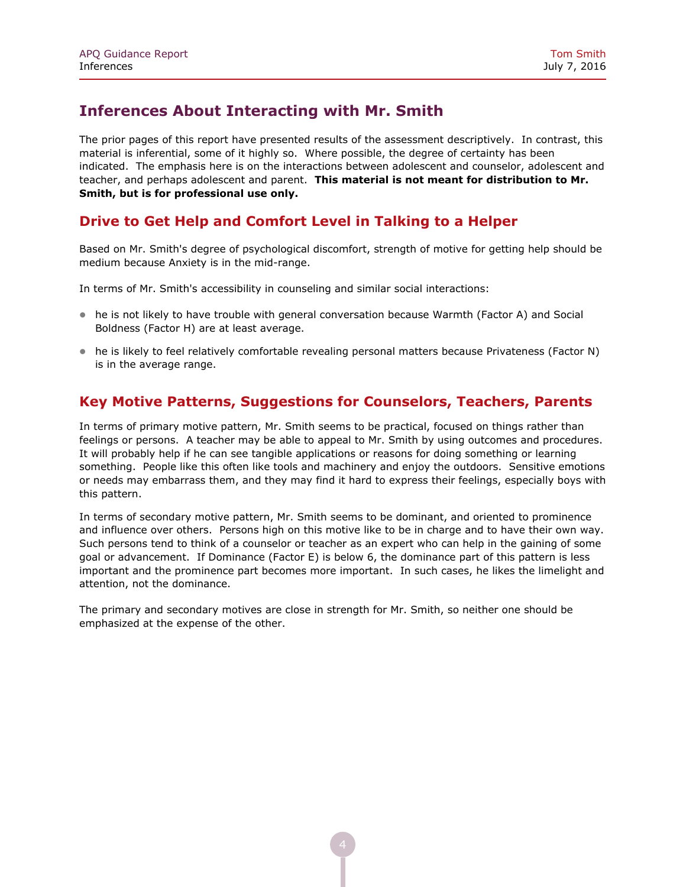## Inferences About Interacting with Mr. Smith

The prior pages of this report have presented results of the assessment descriptively. In contrast, this material is inferential, some of it highly so. Where possible, the degree of certainty has been indicated. The emphasis here is on the interactions between adolescent and counselor, adolescent and teacher, and perhaps adolescent and parent. **This material is not meant for distribution to Mr. Smith, but is for professional use only.**

### Drive to Get Help and Comfort Level in Talking to a Helper

Based on Mr. Smith's degree of psychological discomfort, strength of motive for getting help should be medium because Anxiety is in the mid-range.

In terms of Mr. Smith's accessibility in counseling and similar social interactions:

- he is not likely to have trouble with general conversation because Warmth (Factor A) and Social Boldness (Factor H) are at least average.
- he is likely to feel relatively comfortable revealing personal matters because Privateness (Factor N) is in the average range.

### Key Motive Patterns, Suggestions for Counselors, Teachers, Parents

In terms of primary motive pattern, Mr. Smith seems to be practical, focused on things rather than feelings or persons. A teacher may be able to appeal to Mr. Smith by using outcomes and procedures. It will probably help if he can see tangible applications or reasons for doing something or learning something. People like this often like tools and machinery and enjoy the outdoors. Sensitive emotions or needs may embarrass them, and they may find it hard to express their feelings, especially boys with this pattern.

In terms of secondary motive pattern, Mr. Smith seems to be dominant, and oriented to prominence and influence over others. Persons high on this motive like to be in charge and to have their own way. Such persons tend to think of a counselor or teacher as an expert who can help in the gaining of some goal or advancement. If Dominance (Factor E) is below 6, the dominance part of this pattern is less important and the prominence part becomes more important. In such cases, he likes the limelight and attention, not the dominance.

The primary and secondary motives are close in strength for Mr. Smith, so neither one should be emphasized at the expense of the other.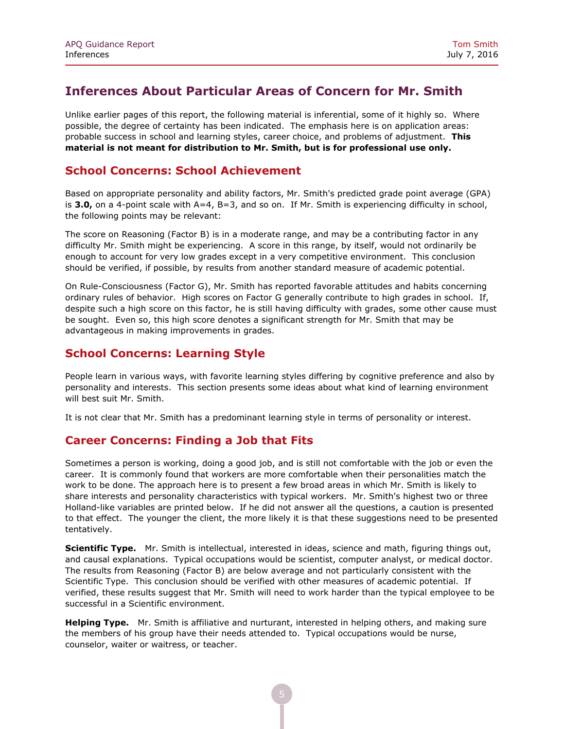## Inferences About Particular Areas of Concern for Mr. Smith

Unlike earlier pages of this report, the following material is inferential, some of it highly so. Where possible, the degree of certainty has been indicated. The emphasis here is on application areas: probable success in school and learning styles, career choice, and problems of adjustment. **This material is not meant for distribution to Mr. Smith, but is for professional use only.**

### School Concerns: School Achievement

Based on appropriate personality and ability factors, Mr. Smith's predicted grade point average (GPA) is **3.0,** on a 4-point scale with A=4, B=3, and so on. If Mr. Smith is experiencing difficulty in school, the following points may be relevant:

The score on Reasoning (Factor B) is in a moderate range, and may be a contributing factor in any difficulty Mr. Smith might be experiencing. A score in this range, by itself, would not ordinarily be enough to account for very low grades except in a very competitive environment. This conclusion should be verified, if possible, by results from another standard measure of academic potential.

On Rule-Consciousness (Factor G), Mr. Smith has reported favorable attitudes and habits concerning ordinary rules of behavior. High scores on Factor G generally contribute to high grades in school. If, despite such a high score on this factor, he is still having difficulty with grades, some other cause must be sought. Even so, this high score denotes a significant strength for Mr. Smith that may be advantageous in making improvements in grades.

### School Concerns: Learning Style

People learn in various ways, with favorite learning styles differing by cognitive preference and also by personality and interests. This section presents some ideas about what kind of learning environment will best suit Mr. Smith.

It is not clear that Mr. Smith has a predominant learning style in terms of personality or interest.

### Career Concerns: Finding a Job that Fits

Sometimes a person is working, doing a good job, and is still not comfortable with the job or even the career. It is commonly found that workers are more comfortable when their personalities match the work to be done. The approach here is to present a few broad areas in which Mr. Smith is likely to share interests and personality characteristics with typical workers. Mr. Smith's highest two or three Holland-like variables are printed below. If he did not answer all the questions, a caution is presented to that effect. The younger the client, the more likely it is that these suggestions need to be presented tentatively.

**Scientific Type.** Mr. Smith is intellectual, interested in ideas, science and math, figuring things out, and causal explanations. Typical occupations would be scientist, computer analyst, or medical doctor. The results from Reasoning (Factor B) are below average and not particularly consistent with the Scientific Type. This conclusion should be verified with other measures of academic potential. If verified, these results suggest that Mr. Smith will need to work harder than the typical employee to be successful in a Scientific environment.

**Helping Type.** Mr. Smith is affiliative and nurturant, interested in helping others, and making sure the members of his group have their needs attended to. Typical occupations would be nurse, counselor, waiter or waitress, or teacher.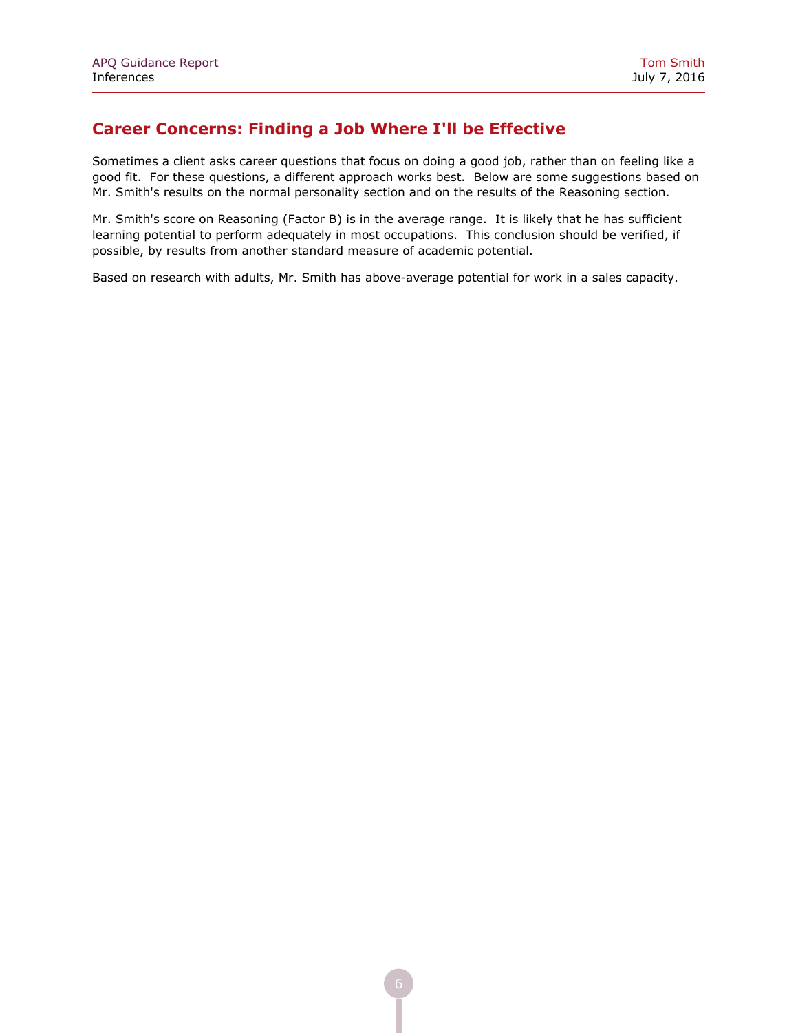## Career Concerns: Finding a Job Where I'll be Effective

Sometimes a client asks career questions that focus on doing a good job, rather than on feeling like a good fit. For these questions, a different approach works best. Below are some suggestions based on Mr. Smith's results on the normal personality section and on the results of the Reasoning section.

Mr. Smith's score on Reasoning (Factor B) is in the average range. It is likely that he has sufficient learning potential to perform adequately in most occupations. This conclusion should be verified, if possible, by results from another standard measure of academic potential.

Based on research with adults, Mr. Smith has above-average potential for work in a sales capacity.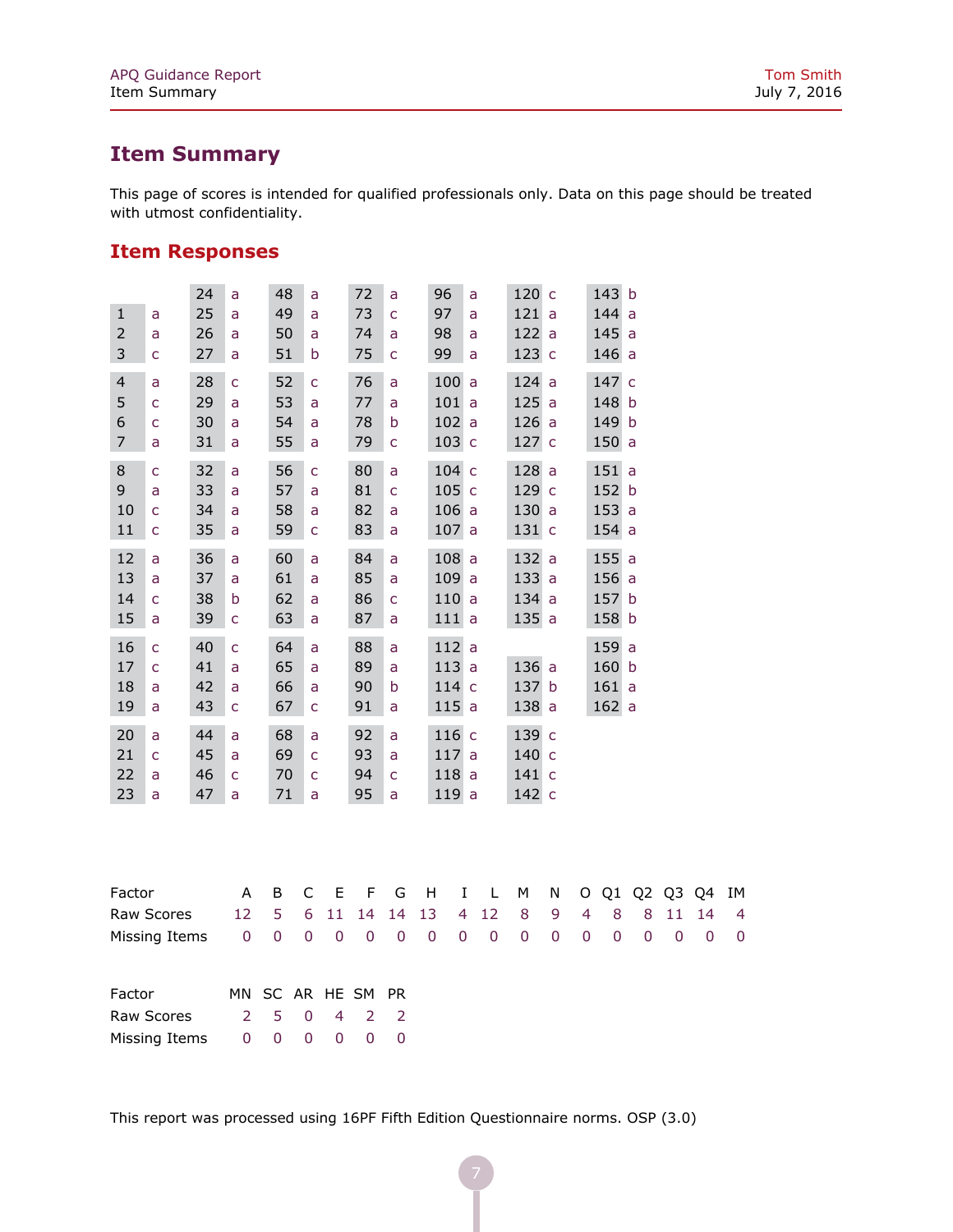## Item Summary

This page of scores is intended for qualified professionals only. Data on this page should be treated with utmost confidentiality.

### Item Responses

| | | | | | | | | | | | | | |
|---|---|---|---|---|---|---|---|---|---|---|---|---|---|
| | | 24 | a | 48 | a | 72 | a | 96 | a | 120 | c | 143 | b |
| 1 | a | 25 | a | 49 | a | 73 | c | 97 | a | 121 | a | 144 | a |
| 2 | a | 26 | a | 50 | a | 74 | a | 98 | a | 122 | a | 145 | a |
| 3 | c | 27 | a | 51 | b | 75 | c | 99 | a | 123 | c | 146 | a |
| 4 | a | 28 | c | 52 | c | 76 | a | 100 | a | 124 | a | 147 | c |
| 5 | c | 29 | a | 53 | a | 77 | a | 101 | a | 125 | a | 148 | b |
| 6 | c | 30 | a | 54 | a | 78 | b | 102 | a | 126 | a | 149 | b |
| 7 | a | 31 | a | 55 | a | 79 | c | 103 | c | 127 | c | 150 | a |
| 8 | c | 32 | a | 56 | c | 80 | a | 104 | c | 128 | a | 151 | a |
| 9 | a | 33 | a | 57 | a | 81 | c | 105 | c | 129 | c | 152 | b |
| 10 | c | 34 | a | 58 | a | 82 | a | 106 | a | 130 | a | 153 | a |
| 11 | c | 35 | a | 59 | c | 83 | a | 107 | a | 131 | c | 154 | a |
| 12 | a | 36 | a | 60 | a | 84 | a | 108 | a | 132 | a | 155 | a |
| 13 | a | 37 | a | 61 | a | 85 | a | 109 | a | 133 | a | 156 | a |
| 14 | c | 38 | b | 62 | a | 86 | c | 110 | a | 134 | a | 157 | b |
| 15 | a | 39 | c | 63 | a | 87 | a | 111 | a | 135 | a | 158 | b |
| 16 | c | 40 | c | 64 | a | 88 | a | 112 | a | | | 159 | a |
| 17 | c | 41 | a | 65 | a | 89 | a | 113 | a | 136 | a | 160 | b |
| 18 | a | 42 | a | 66 | a | 90 | b | 114 | c | 137 | b | 161 | a |
| 19 | a | 43 | c | 67 | c | 91 | a | 115 | a | 138 | a | 162 | a |
| 20 | a | 44 | a | 68 | a | 92 | a | 116 | c | 139 | c | | |
| 21 | c | 45 | a | 69 | c | 93 | a | 117 | a | 140 | c | | |
| 22 | a | 46 | c | 70 | c | 94 | c | 118 | a | 141 | c | | |
| 23 | a | 47 | a | 71 | a | 95 | a | 119 | a | 142 | c | | |

| Factor | A | B | C | E | F | G | H | I | L | M | N | O | Q1 | Q2 | Q3 | Q4 | IM |
|---|---|---|---|---|---|---|---|---|---|---|---|---|---|---|---|---|---|
| Raw Scores | 12 | 5 | 6 | 11 | 14 | 14 | 13 | 4 | 12 | 8 | 9 | 4 | 8 | 8 | 11 | 14 | 4 |
| Missing Items | 0 | 0 | 0 | 0 | 0 | 0 | 0 | 0 | 0 | 0 | 0 | 0 | 0 | 0 | 0 | 0 | 0 |

| Factor | MN | SC | AR | HE | SM | PR |
|---|---|---|---|---|---|---|
| Raw Scores | 2 | 5 | 0 | 4 | 2 | 2 |
| Missing Items | 0 | 0 | 0 | 0 | 0 | 0 |

This report was processed using 16PF Fifth Edition Questionnaire norms. OSP (3.0)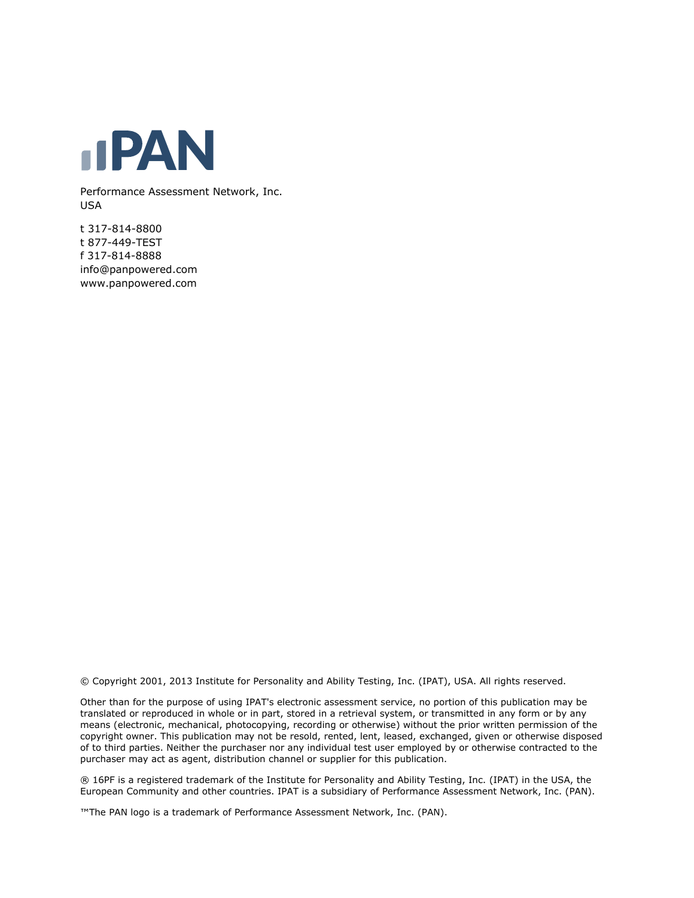PAN

Performance Assessment Network, Inc.
USA

t 317-814-8800
t 877-449-TEST
f 317-814-8888
info@panpowered.com
www.panpowered.com

© Copyright 2001, 2013 Institute for Personality and Ability Testing, Inc. (IPAT), USA. All rights reserved.

Other than for the purpose of using IPAT's electronic assessment service, no portion of this publication may be translated or reproduced in whole or in part, stored in a retrieval system, or transmitted in any form or by any means (electronic, mechanical, photocopying, recording or otherwise) without the prior written permission of the copyright owner. This publication may not be resold, rented, lent, leased, exchanged, given or otherwise disposed of to third parties. Neither the purchaser nor any individual test user employed by or otherwise contracted to the purchaser may act as agent, distribution channel or supplier for this publication.

® 16PF is a registered trademark of the Institute for Personality and Ability Testing, Inc. (IPAT) in the USA, the European Community and other countries. IPAT is a subsidiary of Performance Assessment Network, Inc. (PAN).

™The PAN logo is a trademark of Performance Assessment Network, Inc. (PAN).